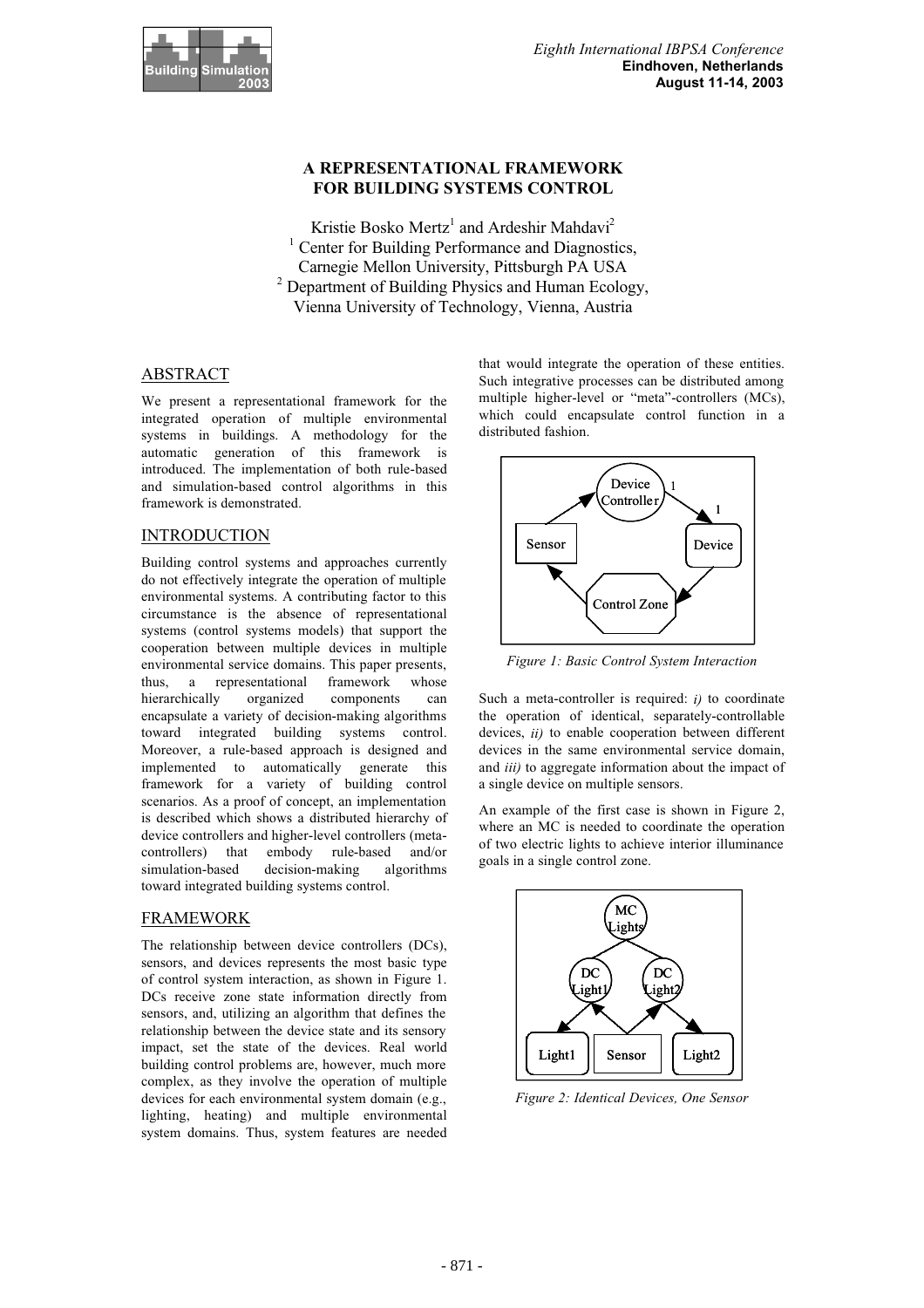# A REPRESENTATIONAL FRAMEWORK FOR BUILDING SYSTEMS CONTROL

Kristie Bosko Mertz[1] and Ardeshir Mahdavi[2]

[1] Center for Building Performance and Diagnostics, Carnegie Mellon University, Pittsburgh PA USA

[2] Department of Building Physics and Human Ecology, Vienna University of Technology, Vienna, Austria

## ABSTRACT

We present a representational framework for the integrated operation of multiple environmental systems in buildings. A methodology for the automatic generation of this framework is introduced. The implementation of both rule-based and simulation-based control algorithms in this framework is demonstrated.

## INTRODUCTION

Building control systems and approaches currently do not effectively integrate the operation of multiple environmental systems. A contributing factor to this circumstance is the absence of representational systems (control systems models) that support the cooperation between multiple devices in multiple environmental service domains. This paper presents, thus, a representational framework whose hierarchically organized components can encapsulate a variety of decision-making algorithms toward integrated building systems control. Moreover, a rule-based approach is designed and implemented to automatically generate this framework for a variety of building control scenarios. As a proof of concept, an implementation is described which shows a distributed hierarchy of device controllers and higher-level controllers (meta-controllers) that embody rule-based and/or simulation-based decision-making algorithms toward integrated building systems control.

## FRAMEWORK

The relationship between device controllers (DCs), sensors, and devices represents the most basic type of control system interaction, as shown in Figure 1. DCs receive zone state information directly from sensors, and, utilizing an algorithm that defines the relationship between the device state and its sensory impact, set the state of the devices. Real world building control problems are, however, much more complex, as they involve the operation of multiple devices for each environmental system domain (e.g., lighting, heating) and multiple environmental system domains. Thus, system features are needed that would integrate the operation of these entities. Such integrative processes can be distributed among multiple higher-level or "meta"-controllers (MCs), which could encapsulate control function in a distributed fashion.

*Figure 1: Basic Control System Interaction*

Such a meta-controller is required: *i)* to coordinate the operation of identical, separately-controllable devices, *ii)* to enable cooperation between different devices in the same environmental service domain, and *iii)* to aggregate information about the impact of a single device on multiple sensors.

An example of the first case is shown in Figure 2, where an MC is needed to coordinate the operation of two electric lights to achieve interior illuminance goals in a single control zone.

*Figure 2: Identical Devices, One Sensor*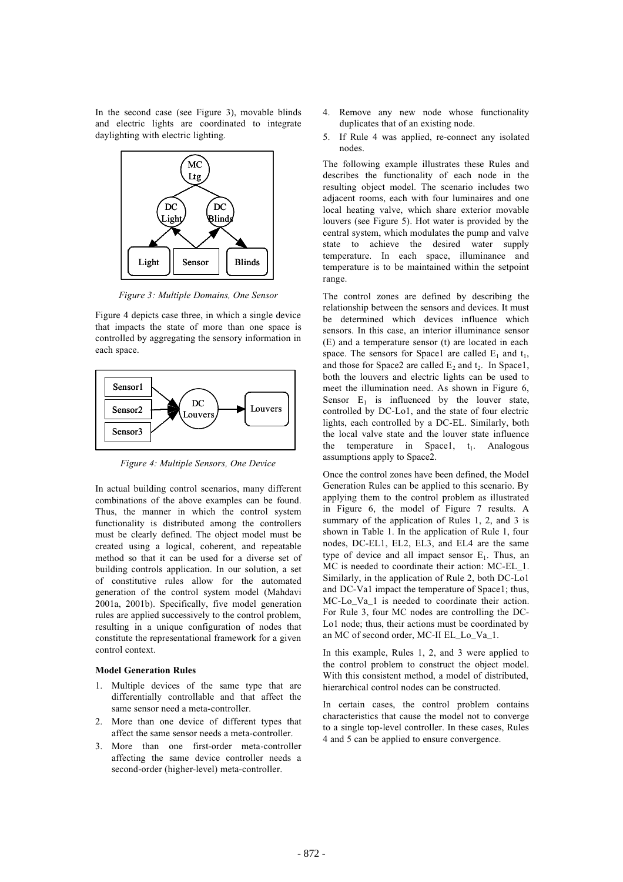In the second case (see Figure 3), movable blinds and electric lights are coordinated to integrate daylighting with electric lighting.

*Figure 3: Multiple Domains, One Sensor*

Figure 4 depicts case three, in which a single device that impacts the state of more than one space is controlled by aggregating the sensory information in each space.

*Figure 4: Multiple Sensors, One Device*

In actual building control scenarios, many different combinations of the above examples can be found. Thus, the manner in which the control system functionality is distributed among the controllers must be clearly defined. The object model must be created using a logical, coherent, and repeatable method so that it can be used for a diverse set of building controls application. In our solution, a set of constitutive rules allow for the automated generation of the control system model (Mahdavi 2001a, 2001b). Specifically, five model generation rules are applied successively to the control problem, resulting in a unique configuration of nodes that constitute the representational framework for a given control context.

**Model Generation Rules**

1. Multiple devices of the same type that are differentially controllable and that affect the same sensor need a meta-controller.
2. More than one device of different types that affect the same sensor needs a meta-controller.
3. More than one first-order meta-controller affecting the same device controller needs a second-order (higher-level) meta-controller.
4. Remove any new node whose functionality duplicates that of an existing node.
5. If Rule 4 was applied, re-connect any isolated nodes.

The following example illustrates these Rules and describes the functionality of each node in the resulting object model. The scenario includes two adjacent rooms, each with four luminaires and one local heating valve, which share exterior movable louvers (see Figure 5). Hot water is provided by the central system, which modulates the pump and valve state to achieve the desired water supply temperature. In each space, illuminance and temperature is to be maintained within the setpoint range.

The control zones are defined by describing the relationship between the sensors and devices. It must be determined which devices influence which sensors. In this case, an interior illuminance sensor (E) and a temperature sensor (t) are located in each space. The sensors for Space1 are called $E_1$ and $t_1$, and those for Space2 are called $E_2$ and $t_2$. In Space1, both the louvers and electric lights can be used to meet the illumination need. As shown in Figure 6, Sensor $E_1$ is influenced by the louver state, controlled by DC-Lo1, and the state of four electric lights, each controlled by a DC-EL. Similarly, both the local valve state and the louver state influence the temperature in Space1, $t_1$. Analogous assumptions apply to Space2.

Once the control zones have been defined, the Model Generation Rules can be applied to this scenario. By applying them to the control problem as illustrated in Figure 6, the model of Figure 7 results. A summary of the application of Rules 1, 2, and 3 is shown in Table 1. In the application of Rule 1, four nodes, DC-EL1, EL2, EL3, and EL4 are the same type of device and all impact sensor $E_1$. Thus, an MC is needed to coordinate their action: MC-EL_1. Similarly, in the application of Rule 2, both DC-Lo1 and DC-Va1 impact the temperature of Space1; thus, MC-Lo_Va_1 is needed to coordinate their action. For Rule 3, four MC nodes are controlling the DC-Lo1 node; thus, their actions must be coordinated by an MC of second order, MC-II EL_Lo_Va_1.

In this example, Rules 1, 2, and 3 were applied to the control problem to construct the object model. With this consistent method, a model of distributed, hierarchical control nodes can be constructed.

In certain cases, the control problem contains characteristics that cause the model not to converge to a single top-level controller. In these cases, Rules 4 and 5 can be applied to ensure convergence.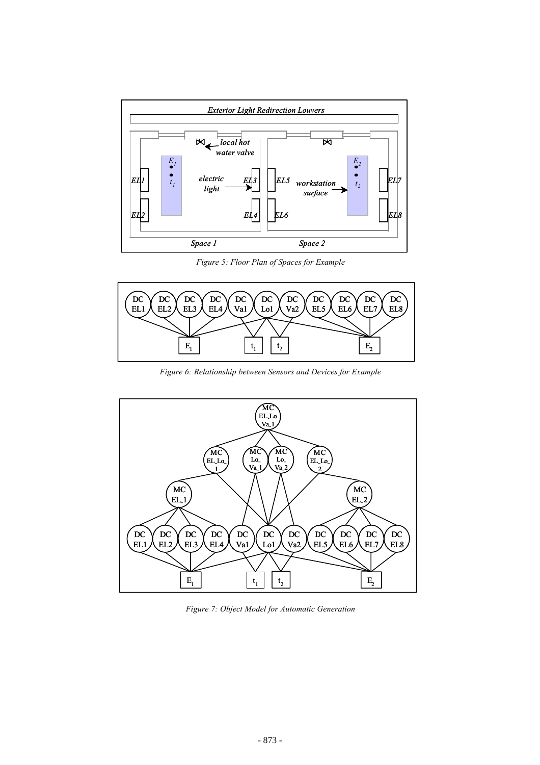*Figure 5: Floor Plan of Spaces for Example*

*Figure 6: Relationship between Sensors and Devices for Example*

*Figure 7: Object Model for Automatic Generation*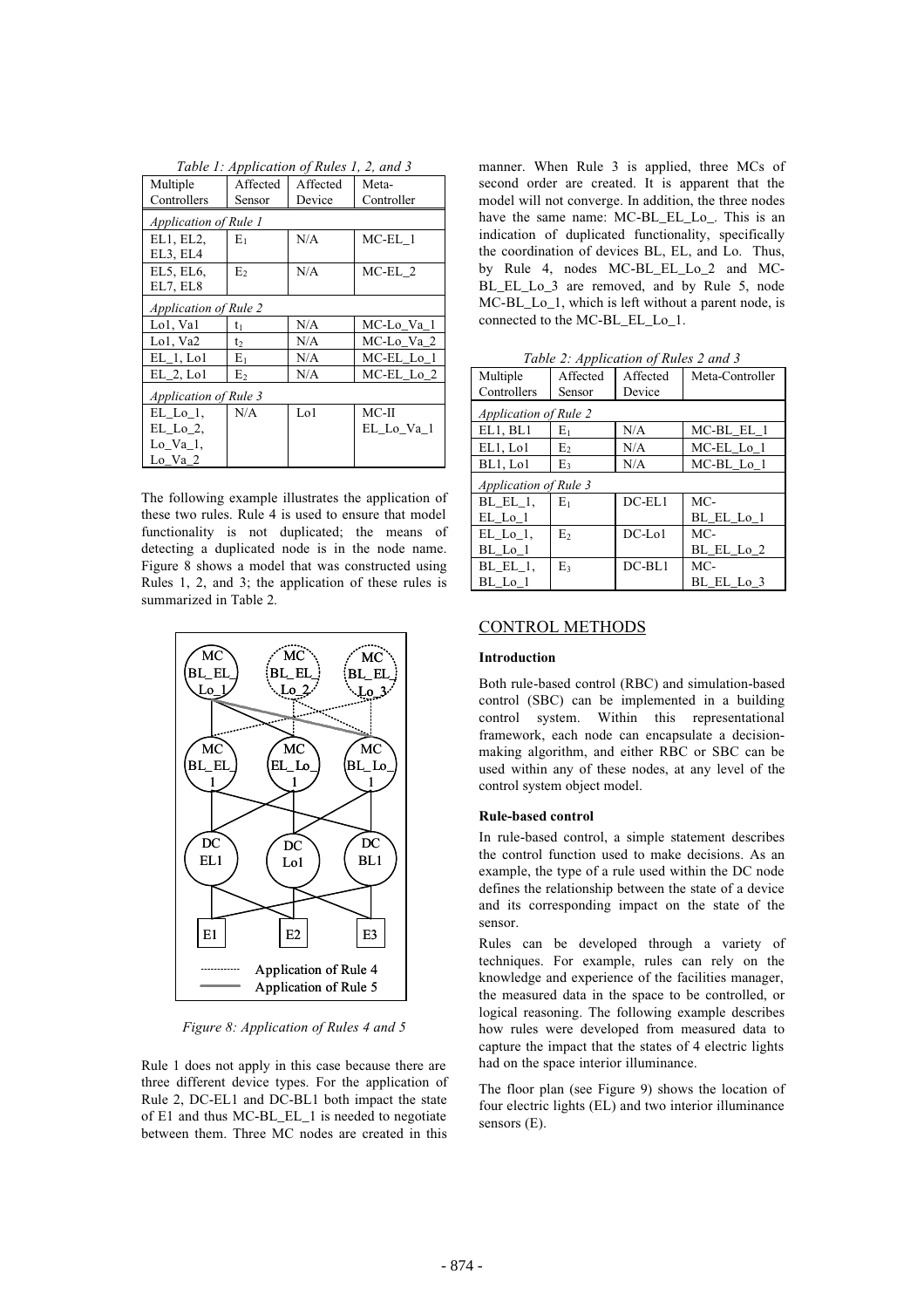*Table 1: Application of Rules 1, 2, and 3*

| Multiple Controllers | Affected Sensor | Affected Device | Meta-Controller |
|---|---|---|---|
| *Application of Rule 1* | | | |
| EL1, EL2, EL3, EL4 | $E_1$ | N/A | MC-EL_1 |
| EL5, EL6, EL7, EL8 | $E_2$ | N/A | MC-EL_2 |
| *Application of Rule 2* | | | |
| Lo1, Va1 | $t_1$ | N/A | MC-Lo_Va_1 |
| Lo1, Va2 | $t_2$ | N/A | MC-Lo_Va_2 |
| EL_1, Lo1 | $E_1$ | N/A | MC-EL_Lo_1 |
| EL_2, Lo1 | $E_2$ | N/A | MC-EL_Lo_2 |
| *Application of Rule 3* | | | |
| EL_Lo_1, EL_Lo_2, Lo_Va_1, Lo_Va_2 | N/A | Lo1 | MC-II EL_Lo_Va_1 |

The following example illustrates the application of these two rules. Rule 4 is used to ensure that model functionality is not duplicated; the means of detecting a duplicated node is in the node name. Figure 8 shows a model that was constructed using Rules 1, 2, and 3; the application of these rules is summarized in Table 2.

*Figure 8: Application of Rules 4 and 5*

Rule 1 does not apply in this case because there are three different device types. For the application of Rule 2, DC-EL1 and DC-BL1 both impact the state of E1 and thus MC-BL_EL_1 is needed to negotiate between them. Three MC nodes are created in this manner. When Rule 3 is applied, three MCs of second order are created. It is apparent that the model will not converge. In addition, the three nodes have the same name: MC-BL_EL_Lo_. This is an indication of duplicated functionality, specifically the coordination of devices BL, EL, and Lo. Thus, by Rule 4, nodes MC-BL_EL_Lo_2 and MC-BL_EL_Lo_3 are removed, and by Rule 5, node MC-BL_Lo_1, which is left without a parent node, is connected to the MC-BL_EL_Lo_1.

*Table 2: Application of Rules 2 and 3*

| Multiple Controllers | Affected Sensor | Affected Device | Meta-Controller |
|---|---|---|---|
| *Application of Rule 2* | | | |
| EL1, BL1 | $E_1$ | N/A | MC-BL_EL_1 |
| EL1, Lo1 | $E_2$ | N/A | MC-EL_Lo_1 |
| BL1, Lo1 | $E_3$ | N/A | MC-BL_Lo_1 |
| *Application of Rule 3* | | | |
| BL_EL_1, EL_Lo_1 | $E_1$ | DC-EL1 | MC-BL_EL_Lo_1 |
| EL_Lo_1, BL_Lo_1 | $E_2$ | DC-Lo1 | MC-BL_EL_Lo_2 |
| BL_EL_1, BL_Lo_1 | $E_3$ | DC-BL1 | MC-BL_EL_Lo_3 |

## CONTROL METHODS

### Introduction

Both rule-based control (RBC) and simulation-based control (SBC) can be implemented in a building control system. Within this representational framework, each node can encapsulate a decision-making algorithm, and either RBC or SBC can be used within any of these nodes, at any level of the control system object model.

### Rule-based control

In rule-based control, a simple statement describes the control function used to make decisions. As an example, the type of a rule used within the DC node defines the relationship between the state of a device and its corresponding impact on the state of the sensor.

Rules can be developed through a variety of techniques. For example, rules can rely on the knowledge and experience of the facilities manager, the measured data in the space to be controlled, or logical reasoning. The following example describes how rules were developed from measured data to capture the impact that the states of 4 electric lights had on the space interior illuminance.

The floor plan (see Figure 9) shows the location of four electric lights (EL) and two interior illuminance sensors (E).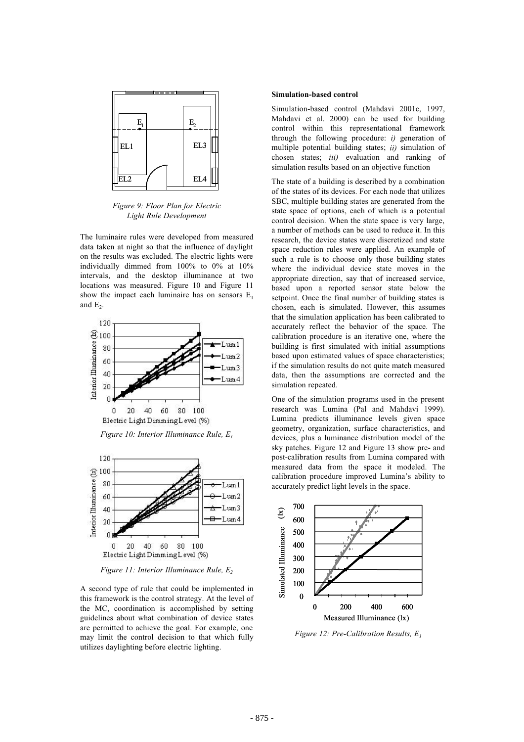*Figure 9: Floor Plan for Electric Light Rule Development*

The luminaire rules were developed from measured data taken at night so that the influence of daylight on the results was excluded. The electric lights were individually dimmed from 100% to 0% at 10% intervals, and the desktop illuminance at two locations was measured. Figure 10 and Figure 11 show the impact each luminaire has on sensors $E_1$ and $E_2$.

*Figure 10: Interior Illuminance Rule, $E_1$*

*Figure 11: Interior Illuminance Rule, $E_2$*

A second type of rule that could be implemented in this framework is the control strategy. At the level of the MC, coordination is accomplished by setting guidelines about what combination of device states are permitted to achieve the goal. For example, one may limit the control decision to that which fully utilizes daylighting before electric lighting.

**Simulation-based control**

Simulation-based control (Mahdavi 2001c, 1997, Mahdavi et al. 2000) can be used for building control within this representational framework through the following procedure: *i)* generation of multiple potential building states; *ii)* simulation of chosen states; *iii)* evaluation and ranking of simulation results based on an objective function

The state of a building is described by a combination of the states of its devices. For each node that utilizes SBC, multiple building states are generated from the state space of options, each of which is a potential control decision. When the state space is very large, a number of methods can be used to reduce it. In this research, the device states were discretized and state space reduction rules were applied. An example of such a rule is to choose only those building states where the individual device state moves in the appropriate direction, say that of increased service, based upon a reported sensor state below the setpoint. Once the final number of building states is chosen, each is simulated. However, this assumes that the simulation application has been calibrated to accurately reflect the behavior of the space. The calibration procedure is an iterative one, where the building is first simulated with initial assumptions based upon estimated values of space characteristics; if the simulation results do not quite match measured data, then the assumptions are corrected and the simulation repeated.

One of the simulation programs used in the present research was Lumina (Pal and Mahdavi 1999). Lumina predicts illuminance levels given space geometry, organization, surface characteristics, and devices, plus a luminance distribution model of the sky patches. Figure 12 and Figure 13 show pre- and post-calibration results from Lumina compared with measured data from the space it modeled. The calibration procedure improved Lumina's ability to accurately predict light levels in the space.

*Figure 12: Pre-Calibration Results, $E_1$*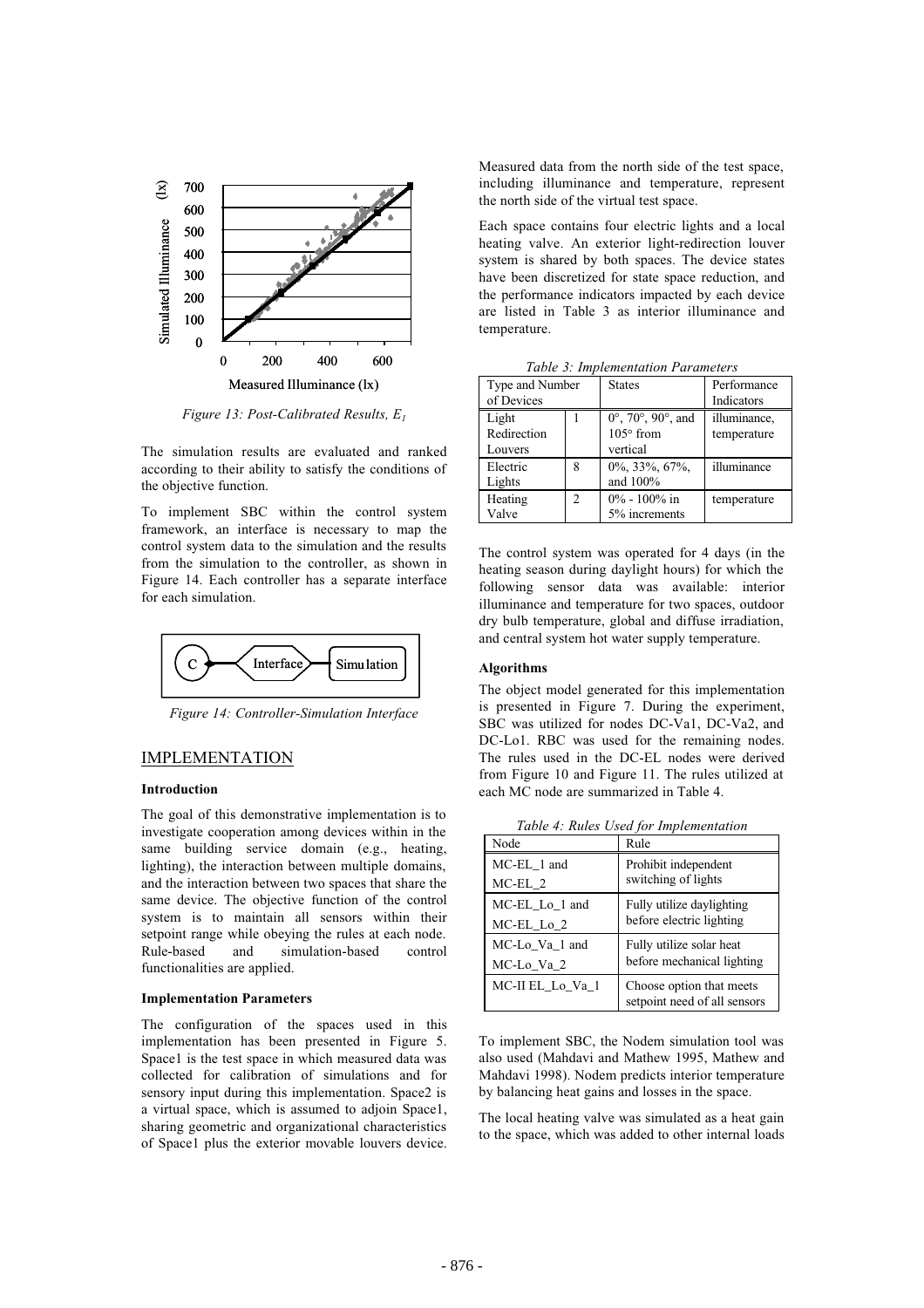*Figure 13: Post-Calibrated Results, $E_1$*

The simulation results are evaluated and ranked according to their ability to satisfy the conditions of the objective function.

To implement SBC within the control system framework, an interface is necessary to map the control system data to the simulation and the results from the simulation to the controller, as shown in Figure 14. Each controller has a separate interface for each simulation.

*Figure 14: Controller-Simulation Interface*

## IMPLEMENTATION

### Introduction

The goal of this demonstrative implementation is to investigate cooperation among devices within in the same building service domain (e.g., heating, lighting), the interaction between multiple domains, and the interaction between two spaces that share the same device. The objective function of the control system is to maintain all sensors within their setpoint range while obeying the rules at each node. Rule-based and simulation-based control functionalities are applied.

### Implementation Parameters

The configuration of the spaces used in this implementation has been presented in Figure 5. Space1 is the test space in which measured data was collected for calibration of simulations and for sensory input during this implementation. Space2 is a virtual space, which is assumed to adjoin Space1, sharing geometric and organizational characteristics of Space1 plus the exterior movable louvers device. Measured data from the north side of the test space, including illuminance and temperature, represent the north side of the virtual test space.

Each space contains four electric lights and a local heating valve. An exterior light-redirection louver system is shared by both spaces. The device states have been discretized for state space reduction, and the performance indicators impacted by each device are listed in Table 3 as interior illuminance and temperature.

*Table 3: Implementation Parameters*

| Type and Number of Devices | | States | Performance Indicators |
|---|---|---|---|
| Light Redirection Louvers | 1 | 0°, 70°, 90°, and 105° from vertical | illuminance, temperature |
| Electric Lights | 8 | 0%, 33%, 67%, and 100% | illuminance |
| Heating Valve | 2 | 0% - 100% in 5% increments | temperature |

The control system was operated for 4 days (in the heating season during daylight hours) for which the following sensor data was available: interior illuminance and temperature for two spaces, outdoor dry bulb temperature, global and diffuse irradiation, and central system hot water supply temperature.

### Algorithms

The object model generated for this implementation is presented in Figure 7. During the experiment, SBC was utilized for nodes DC-Va1, DC-Va2, and DC-Lo1. RBC was used for the remaining nodes. The rules used in the DC-EL nodes were derived from Figure 10 and Figure 11. The rules utilized at each MC node are summarized in Table 4.

*Table 4: Rules Used for Implementation*

| Node | Rule |
|---|---|
| MC-EL_1 and MC-EL_2 | Prohibit independent switching of lights |
| MC-EL_Lo_1 and MC-EL_Lo_2 | Fully utilize daylighting before electric lighting |
| MC-Lo_Va_1 and MC-Lo_Va_2 | Fully utilize solar heat before mechanical lighting |
| MC-II EL_Lo_Va_1 | Choose option that meets setpoint need of all sensors |

To implement SBC, the Nodem simulation tool was also used (Mahdavi and Mathew 1995, Mathew and Mahdavi 1998). Nodem predicts interior temperature by balancing heat gains and losses in the space.

The local heating valve was simulated as a heat gain to the space, which was added to other internal loads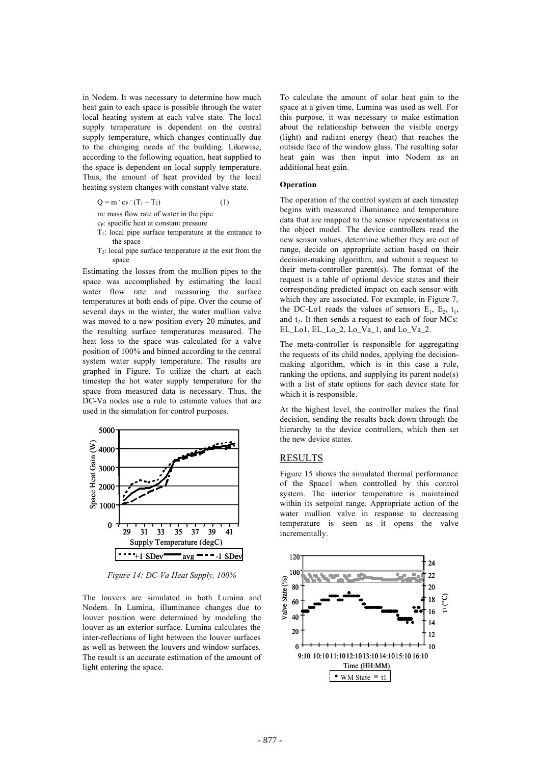in Nodem. It was necessary to determine how much heat gain to each space is possible through the water local heating system at each valve state. The local supply temperature is dependent on the central supply temperature, which changes continually due to the changing needs of the building. Likewise, according to the following equation, heat supplied to the space is dependent on local supply temperature. Thus, the amount of heat provided by the local heating system changes with constant valve state.

$$Q = m \cdot c_P \cdot (T_1 - T_2) \qquad (1)$$

m: mass flow rate of water in the pipe

$c_P$: specific heat at constant pressure

$T_1$: local pipe surface temperature at the entrance to the space

$T_2$: local pipe surface temperature at the exit from the space

Estimating the losses from the mullion pipes to the space was accomplished by estimating the local water flow rate and measuring the surface temperatures at both ends of pipe. Over the course of several days in the winter, the water mullion valve was moved to a new position every 20 minutes, and the resulting surface temperatures measured. The heat loss to the space was calculated for a valve position of 100% and binned according to the central system water supply temperature. The results are graphed in Figure. To utilize the chart, at each timestep the hot water supply temperature for the space from measured data is necessary. Thus, the DC-Va nodes use a rule to estimate values that are used in the simulation for control purposes.

*Figure 14: DC-Va Heat Supply, 100%*

The louvers are simulated in both Lumina and Nodem. In Lumina, illuminance changes due to louver position were determined by modeling the louver as an exterior surface. Lumina calculates the inter-reflections of light between the louver surfaces as well as between the louvers and window surfaces. The result is an accurate estimation of the amount of light entering the space.

To calculate the amount of solar heat gain to the space at a given time, Lumina was used as well. For this purpose, it was necessary to make estimation about the relationship between the visible energy (light) and radiant energy (heat) that reaches the outside face of the window glass. The resulting solar heat gain was then input into Nodem as an additional heat gain.

**Operation**

The operation of the control system at each timestep begins with measured illuminance and temperature data that are mapped to the sensor representations in the object model. The device controllers read the new sensor values, determine whether they are out of range, decide on appropriate action based on their decision-making algorithm, and submit a request to their meta-controller parent(s). The format of the request is a table of optional device states and their corresponding predicted impact on each sensor with which they are associated. For example, in Figure 7, the DC-Lo1 reads the values of sensors $E_1$, $E_2$, $t_1$, and $t_2$. It then sends a request to each of four MCs: EL_Lo1, EL_Lo_2, Lo_Va_1, and Lo_Va_2.

The meta-controller is responsible for aggregating the requests of its child nodes, applying the decision-making algorithm, which is in this case a rule, ranking the options, and supplying its parent node(s) with a list of state options for each device state for which it is responsible.

At the highest level, the controller makes the final decision, sending the results back down through the hierarchy to the device controllers, which then set the new device states.

## RESULTS

Figure 15 shows the simulated thermal performance of the Space1 when controlled by this control system. The interior temperature is maintained within its setpoint range. Appropriate action of the water mullion valve in response to decreasing temperature is seen as it opens the valve incrementally.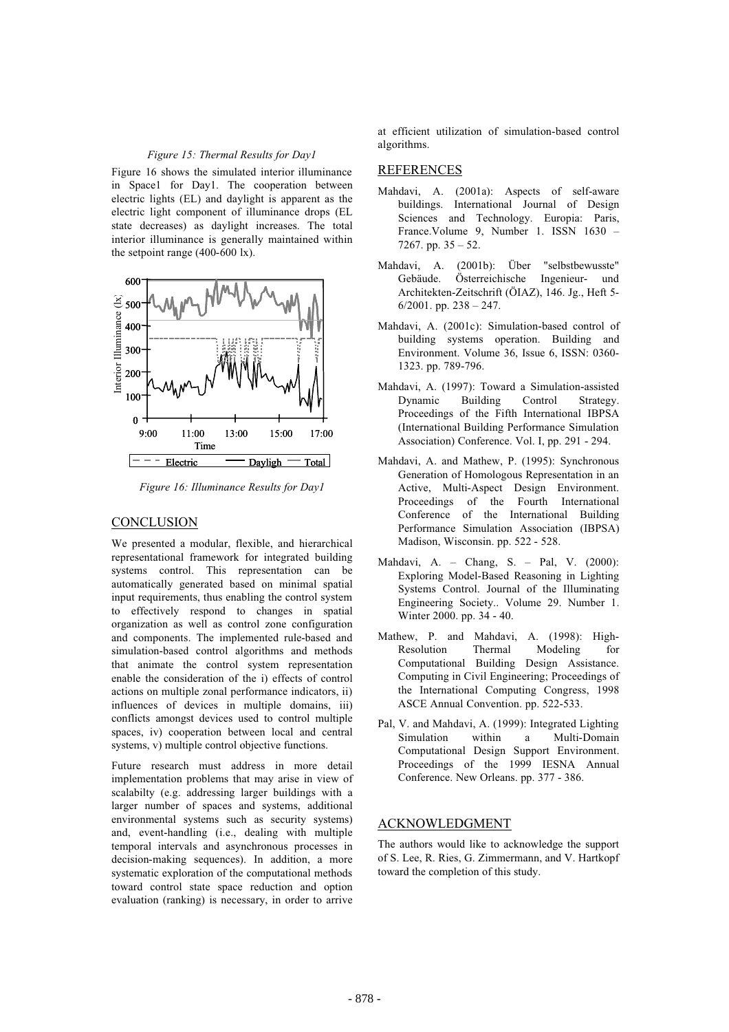*Figure 15: Thermal Results for Day1*

Figure 16 shows the simulated interior illuminance in Space1 for Day1. The cooperation between electric lights (EL) and daylight is apparent as the electric light component of illuminance drops (EL state decreases) as daylight increases. The total interior illuminance is generally maintained within the setpoint range (400-600 lx).

Interior Illuminance (lx)
600
500
400
300
200
100
0
9:00
11:00
13:00
15:00
17:00
Time
Electric
Dayligh
Total

*Figure 16: Illuminance Results for Day1*

## CONCLUSION

We presented a modular, flexible, and hierarchical representational framework for integrated building systems control. This representation can be automatically generated based on minimal spatial input requirements, thus enabling the control system to effectively respond to changes in spatial organization as well as control zone configuration and components. The implemented rule-based and simulation-based control algorithms and methods that animate the control system representation enable the consideration of the i) effects of control actions on multiple zonal performance indicators, ii) influences of devices in multiple domains, iii) conflicts amongst devices used to control multiple spaces, iv) cooperation between local and central systems, v) multiple control objective functions.

Future research must address in more detail implementation problems that may arise in view of scalabilty (e.g. addressing larger buildings with a larger number of spaces and systems, additional environmental systems such as security systems) and, event-handling (i.e., dealing with multiple temporal intervals and asynchronous processes in decision-making sequences). In addition, a more systematic exploration of the computational methods toward control state space reduction and option evaluation (ranking) is necessary, in order to arrive at efficient utilization of simulation-based control algorithms.

## REFERENCES

Mahdavi, A. (2001a): Aspects of self-aware buildings. International Journal of Design Sciences and Technology. Europia: Paris, France.Volume 9, Number 1. ISSN 1630 – 7267. pp. 35 – 52.

Mahdavi, A. (2001b): Über "selbstbewusste" Gebäude. Österreichische Ingenieur- und Architekten-Zeitschrift (ÖIAZ), 146. Jg., Heft 5-6/2001. pp. 238 – 247.

Mahdavi, A. (2001c): Simulation-based control of building systems operation. Building and Environment. Volume 36, Issue 6, ISSN: 0360-1323. pp. 789-796.

Mahdavi, A. (1997): Toward a Simulation-assisted Dynamic Building Control Strategy. Proceedings of the Fifth International IBPSA (International Building Performance Simulation Association) Conference. Vol. I, pp. 291 - 294.

Mahdavi, A. and Mathew, P. (1995): Synchronous Generation of Homologous Representation in an Active, Multi-Aspect Design Environment. Proceedings of the Fourth International Conference of the International Building Performance Simulation Association (IBPSA) Madison, Wisconsin. pp. 522 - 528.

Mahdavi, A. – Chang, S. – Pal, V. (2000): Exploring Model-Based Reasoning in Lighting Systems Control. Journal of the Illuminating Engineering Society.. Volume 29. Number 1. Winter 2000. pp. 34 - 40.

Mathew, P. and Mahdavi, A. (1998): High-Resolution Thermal Modeling for Computational Building Design Assistance. Computing in Civil Engineering; Proceedings of the International Computing Congress, 1998 ASCE Annual Convention. pp. 522-533.

Pal, V. and Mahdavi, A. (1999): Integrated Lighting Simulation within a Multi-Domain Computational Design Support Environment. Proceedings of the 1999 IESNA Annual Conference. New Orleans. pp. 377 - 386.

## ACKNOWLEDGMENT

The authors would like to acknowledge the support of S. Lee, R. Ries, G. Zimmermann, and V. Hartkopf toward the completion of this study.